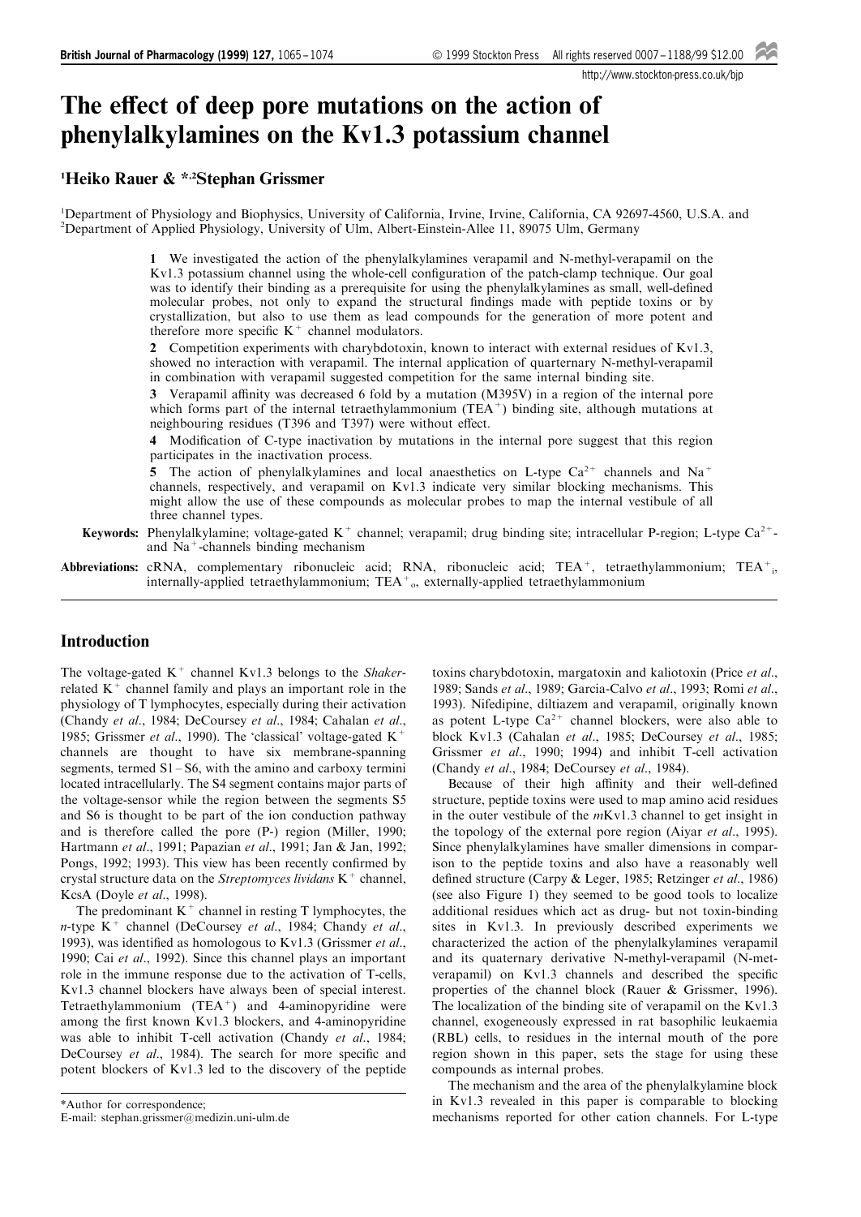# The effect of deep pore mutations on the action of phenylalkylamines on the Kv1.3 potassium channel

[1]Heiko Rauer & *,[2]Stephan Grissmer

[1]Department of Physiology and Biophysics, University of California, Irvine, Irvine, California, CA 92697-4560, U.S.A. and [2]Department of Applied Physiology, University of Ulm, Albert-Einstein-Allee 11, 89075 Ulm, Germany

**1** We investigated the action of the phenylalkylamines verapamil and N-methyl-verapamil on the Kv1.3 potassium channel using the whole-cell configuration of the patch-clamp technique. Our goal was to identify their binding as a prerequisite for using the phenylalkylamines as small, well-defined molecular probes, not only to expand the structural findings made with peptide toxins or by crystallization, but also to use them as lead compounds for the generation of more potent and therefore more specific $K^+$ channel modulators.

**2** Competition experiments with charybdotoxin, known to interact with external residues of Kv1.3, showed no interaction with verapamil. The internal application of quarternary N-methyl-verapamil in combination with verapamil suggested competition for the same internal binding site.

**3** Verapamil affinity was decreased 6 fold by a mutation (M395V) in a region of the internal pore which forms part of the internal tetraethylammonium ($TEA^+$) binding site, although mutations at neighbouring residues (T396 and T397) were without effect.

**4** Modification of C-type inactivation by mutations in the internal pore suggest that this region participates in the inactivation process.

**5** The action of phenylalkylamines and local anaesthetics on L-type $Ca^{2+}$ channels and $Na^+$ channels, respectively, and verapamil on Kv1.3 indicate very similar blocking mechanisms. This might allow the use of these compounds as molecular probes to map the internal vestibule of all three channel types.

**Keywords:** Phenylalkylamine; voltage-gated $K^+$ channel; verapamil; drug binding site; intracellular P-region; L-type $Ca^{2+}$- and $Na^+$-channels binding mechanism

**Abbreviations:** cRNA, complementary ribonucleic acid; RNA, ribonucleic acid; $TEA^+$, tetraethylammonium; $TEA^+_i$, internally-applied tetraethylammonium; $TEA^+_o$, externally-applied tetraethylammonium

## Introduction

The voltage-gated $K^+$ channel Kv1.3 belongs to the *Shaker*-related $K^+$ channel family and plays an important role in the physiology of T lymphocytes, especially during their activation (Chandy *et al*., 1984; DeCoursey *et al*., 1984; Cahalan *et al*., 1985; Grissmer *et al*., 1990). The 'classical' voltage-gated $K^+$ channels are thought to have six membrane-spanning segments, termed S1–S6, with the amino and carboxy termini located intracellularly. The S4 segment contains major parts of the voltage-sensor while the region between the segments S5 and S6 is thought to be part of the ion conduction pathway and is therefore called the pore (P-) region (Miller, 1990; Hartmann *et al*., 1991; Papazian *et al*., 1991; Jan & Jan, 1992; Pongs, 1992; 1993). This view has been recently confirmed by crystal structure data on the *Streptomyces lividans* $K^+$ channel, KcsA (Doyle *et al*., 1998).

The predominant $K^+$ channel in resting T lymphocytes, the *n*-type $K^+$ channel (DeCoursey *et al*., 1984; Chandy *et al*., 1993), was identified as homologous to Kv1.3 (Grissmer *et al*., 1990; Cai *et al*., 1992). Since this channel plays an important role in the immune response due to the activation of T-cells, Kv1.3 channel blockers have always been of special interest. Tetraethylammonium ($TEA^+$) and 4-aminopyridine were among the first known Kv1.3 blockers, and 4-aminopyridine was able to inhibit T-cell activation (Chandy *et al*., 1984; DeCoursey *et al*., 1984). The search for more specific and potent blockers of Kv1.3 led to the discovery of the peptide toxins charybdotoxin, margatoxin and kaliotoxin (Price *et al*., 1989; Sands *et al*., 1989; Garcia-Calvo *et al*., 1993; Romi *et al*., 1993). Nifedipine, diltiazem and verapamil, originally known as potent L-type $Ca^{2+}$ channel blockers, were also able to block Kv1.3 (Cahalan *et al*., 1985; DeCoursey *et al*., 1985; Grissmer *et al*., 1990; 1994) and inhibit T-cell activation (Chandy *et al*., 1984; DeCoursey *et al*., 1984).

Because of their high affinity and their well-defined structure, peptide toxins were used to map amino acid residues in the outer vestibule of the *m*Kv1.3 channel to get insight in the topology of the external pore region (Aiyar *et al*., 1995). Since phenylalkylamines have smaller dimensions in comparison to the peptide toxins and also have a reasonably well defined structure (Carpy & Leger, 1985; Retzinger *et al*., 1986) (see also Figure 1) they seemed to be good tools to localize additional residues which act as drug- but not toxin-binding sites in Kv1.3. In previously described experiments we characterized the action of the phenylalkylamines verapamil and its quaternary derivative N-methyl-verapamil (N-met-verapamil) on Kv1.3 channels and described the specific properties of the channel block (Rauer & Grissmer, 1996). The localization of the binding site of verapamil on the Kv1.3 channel, exogeneously expressed in rat basophilic leukaemia (RBL) cells, to residues in the internal mouth of the pore region shown in this paper, sets the stage for using these compounds as internal probes.

The mechanism and the area of the phenylalkylamine block in Kv1.3 revealed in this paper is comparable to blocking mechanisms reported for other cation channels. For L-type

*Author for correspondence;
E-mail: stephan.grissmer@medizin.uni-ulm.de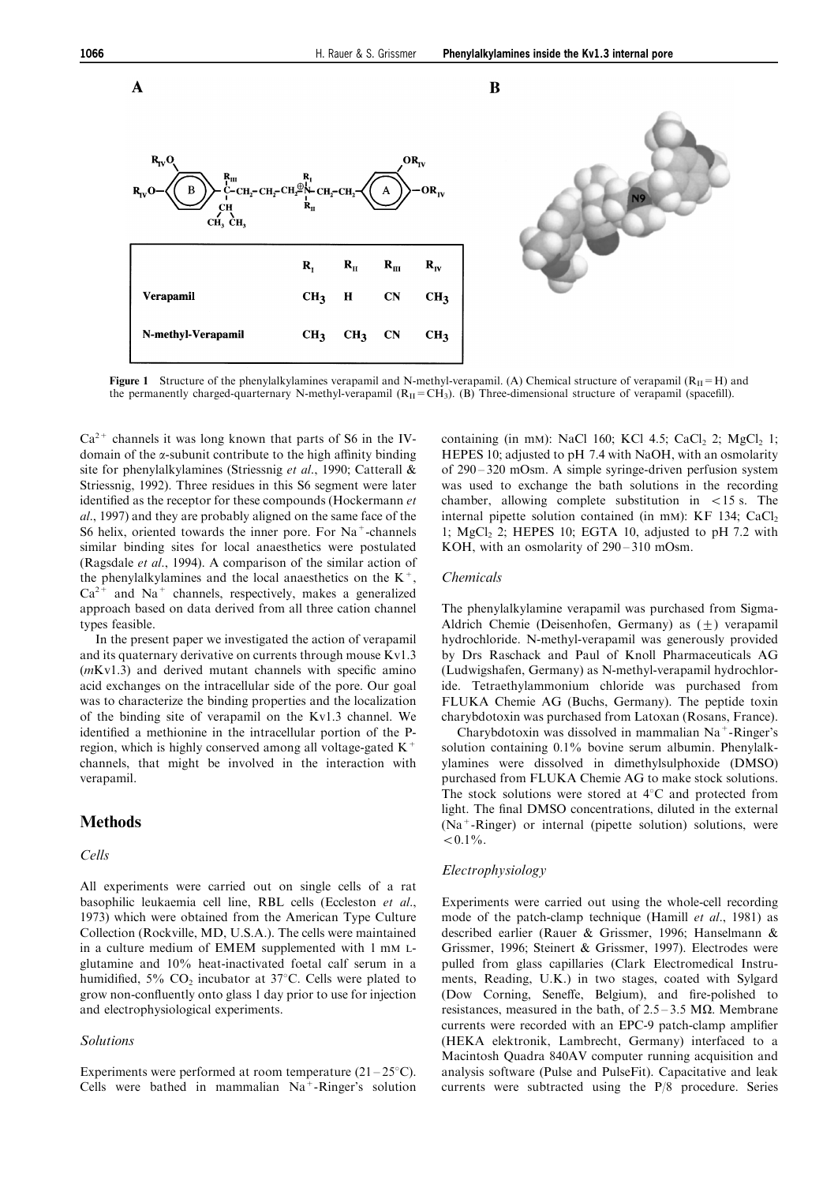| | $R_I$ | $R_{II}$ | $R_{III}$ | $R_{IV}$ |
|---|---|---|---|---|
| Verapamil | $CH_3$ | H | CN | $CH_3$ |
| N-methyl-Verapamil | $CH_3$ | $CH_3$ | CN | $CH_3$ |

**Figure 1** Structure of the phenylalkylamines verapamil and N-methyl-verapamil. (A) Chemical structure of verapamil ($R_{II}$ = H) and the permanently charged-quarternary N-methyl-verapamil ($R_{II}$ = $CH_3$). (B) Three-dimensional structure of verapamil (spacefill).

$Ca^{2+}$ channels it was long known that parts of S6 in the IV-domain of the α-subunit contribute to the high affinity binding site for phenylalkylamines (Striessnig *et al*., 1990; Catterall & Striessnig, 1992). Three residues in this S6 segment were later identified as the receptor for these compounds (Hockermann *et al*., 1997) and they are probably aligned on the same face of the S6 helix, oriented towards the inner pore. For $Na^+$-channels similar binding sites for local anaesthetics were postulated (Ragsdale *et al*., 1994). A comparison of the similar action of the phenylalkylamines and the local anaesthetics on the $K^+$, $Ca^{2+}$ and $Na^+$ channels, respectively, makes a generalized approach based on data derived from all three cation channel types feasible.

In the present paper we investigated the action of verapamil and its quaternary derivative on currents through mouse Kv1.3 (*m*Kv1.3) and derived mutant channels with specific amino acid exchanges on the intracellular side of the pore. Our goal was to characterize the binding properties and the localization of the binding site of verapamil on the Kv1.3 channel. We identified a methionine in the intracellular portion of the P-region, which is highly conserved among all voltage-gated $K^+$ channels, that might be involved in the interaction with verapamil.

## Methods

### Cells

All experiments were carried out on single cells of a rat basophilic leukaemia cell line, RBL cells (Eccleston *et al*., 1973) which were obtained from the American Type Culture Collection (Rockville, MD, U.S.A.). The cells were maintained in a culture medium of EMEM supplemented with 1 mM L-glutamine and 10% heat-inactivated foetal calf serum in a humidified, 5% $CO_2$ incubator at 37°C. Cells were plated to grow non-confluently onto glass 1 day prior to use for injection and electrophysiological experiments.

### Solutions

Experiments were performed at room temperature (21–25°C). Cells were bathed in mammalian $Na^+$-Ringer's solution containing (in mM): NaCl 160; KCl 4.5; $CaCl_2$ 2; $MgCl_2$ 1; HEPES 10; adjusted to pH 7.4 with NaOH, with an osmolarity of 290–320 mOsm. A simple syringe-driven perfusion system was used to exchange the bath solutions in the recording chamber, allowing complete substitution in <15 s. The internal pipette solution contained (in mM): KF 134; $CaCl_2$ 1; $MgCl_2$ 2; HEPES 10; EGTA 10, adjusted to pH 7.2 with KOH, with an osmolarity of 290–310 mOsm.

### Chemicals

The phenylalkylamine verapamil was purchased from Sigma-Aldrich Chemie (Deisenhofen, Germany) as (±) verapamil hydrochloride. N-methyl-verapamil was generously provided by Drs Raschack and Paul of Knoll Pharmaceuticals AG (Ludwigshafen, Germany) as N-methyl-verapamil hydrochloride. Tetraethylammonium chloride was purchased from FLUKA Chemie AG (Buchs, Germany). The peptide toxin charybdotoxin was purchased from Latoxan (Rosans, France).

Charybdotoxin was dissolved in mammalian $Na^+$-Ringer's solution containing 0.1% bovine serum albumin. Phenylalkylamines were dissolved in dimethylsulphoxide (DMSO) purchased from FLUKA Chemie AG to make stock solutions. The stock solutions were stored at 4°C and protected from light. The final DMSO concentrations, diluted in the external ($Na^+$-Ringer) or internal (pipette solution) solutions, were <0.1%.

### Electrophysiology

Experiments were carried out using the whole-cell recording mode of the patch-clamp technique (Hamill *et al*., 1981) as described earlier (Rauer & Grissmer, 1996; Hanselmann & Grissmer, 1996; Steinert & Grissmer, 1997). Electrodes were pulled from glass capillaries (Clark Electromedical Instruments, Reading, U.K.) in two stages, coated with Sylgard (Dow Corning, Seneffe, Belgium), and fire-polished to resistances, measured in the bath, of 2.5–3.5 MΩ. Membrane currents were recorded with an EPC-9 patch-clamp amplifier (HEKA elektronik, Lambrecht, Germany) interfaced to a Macintosh Quadra 840AV computer running acquisition and analysis software (Pulse and PulseFit). Capacitative and leak currents were subtracted using the P/8 procedure. Series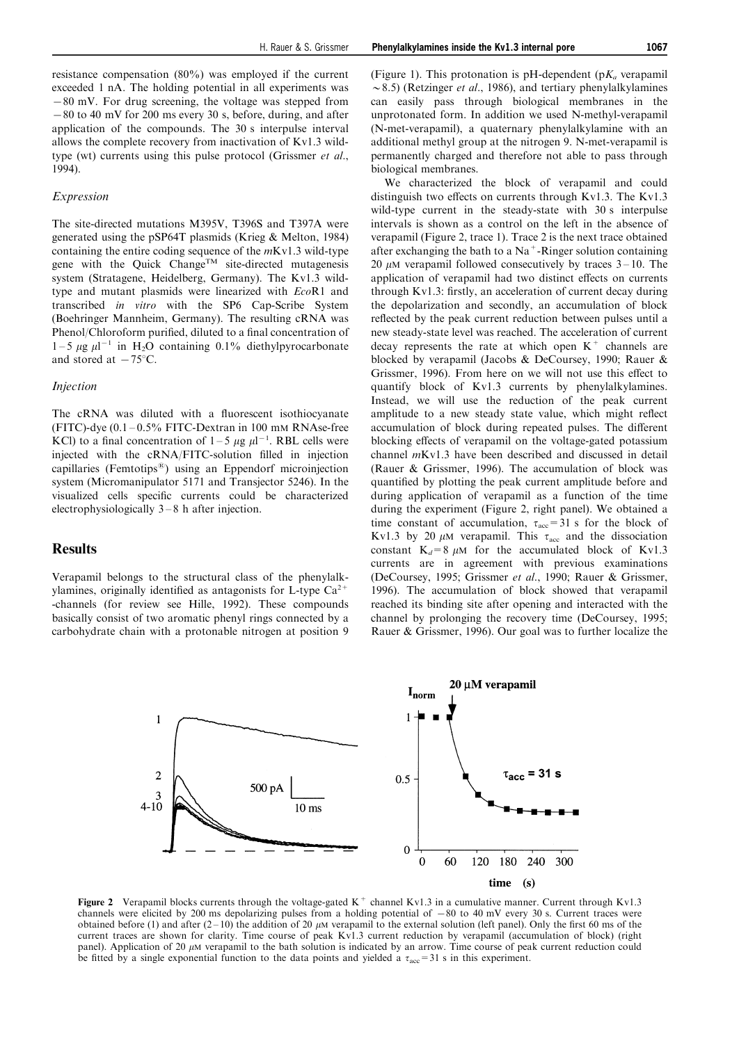resistance compensation (80%) was employed if the current exceeded 1 nA. The holding potential in all experiments was −80 mV. For drug screening, the voltage was stepped from −80 to 40 mV for 200 ms every 30 s, before, during, and after application of the compounds. The 30 s interpulse interval allows the complete recovery from inactivation of Kv1.3 wild-type (wt) currents using this pulse protocol (Grissmer *et al*., 1994).

### *Expression*

The site-directed mutations M395V, T396S and T397A were generated using the pSP64T plasmids (Krieg & Melton, 1984) containing the entire coding sequence of the *m*Kv1.3 wild-type gene with the Quick Change™ site-directed mutagenesis system (Stratagene, Heidelberg, Germany). The Kv1.3 wild-type and mutant plasmids were linearized with *Eco*R1 and transcribed *in vitro* with the SP6 Cap-Scribe System (Boehringer Mannheim, Germany). The resulting cRNA was Phenol/Chloroform purified, diluted to a final concentration of 1–5 $\mu$g $\mu$l$^{-1}$ in $H_2O$ containing 0.1% diethylpyrocarbonate and stored at −75°C.

### *Injection*

The cRNA was diluted with a fluorescent isothiocyanate (FITC)-dye (0.1–0.5% FITC-Dextran in 100 mM RNAse-free KCl) to a final concentration of 1–5 $\mu$g $\mu$l$^{-1}$. RBL cells were injected with the cRNA/FITC-solution filled in injection capillaries (Femtotips®) using an Eppendorf microinjection system (Micromanipulator 5171 and Transjector 5246). In the visualized cells specific currents could be characterized electrophysiologically 3–8 h after injection.

## Results

Verapamil belongs to the structural class of the phenylalkylamines, originally identified as antagonists for L-type $Ca^{2+}$-channels (for review see Hille, 1992). These compounds basically consist of two aromatic phenyl rings connected by a carbohydrate chain with a protonable nitrogen at position 9 (Figure 1). This protonation is pH-dependent (p$K_a$ verapamil ~8.5) (Retzinger *et al*., 1986), and tertiary phenylalkylamines can easily pass through biological membranes in the unprotonated form. In addition we used N-methyl-verapamil (N-met-verapamil), a quaternary phenylalkylamine with an additional methyl group at the nitrogen 9. N-met-verapamil is permanently charged and therefore not able to pass through biological membranes.

We characterized the block of verapamil and could distinguish two effects on currents through Kv1.3. The Kv1.3 wild-type current in the steady-state with 30 s interpulse intervals is shown as a control on the left in the absence of verapamil (Figure 2, trace 1). Trace 2 is the next trace obtained after exchanging the bath to a $Na^+$-Ringer solution containing 20 $\mu$M verapamil followed consecutively by traces 3–10. The application of verapamil had two distinct effects on currents through Kv1.3: firstly, an acceleration of current decay during the depolarization and secondly, an accumulation of block reflected by the peak current reduction between pulses until a new steady-state level was reached. The acceleration of current decay represents the rate at which open $K^+$ channels are blocked by verapamil (Jacobs & DeCoursey, 1990; Rauer & Grissmer, 1996). From here on we will not use this effect to quantify block of Kv1.3 currents by phenylalkylamines. Instead, we will use the reduction of the peak current amplitude to a new steady state value, which might reflect accumulation of block during repeated pulses. The different blocking effects of verapamil on the voltage-gated potassium channel *m*Kv1.3 have been described and discussed in detail (Rauer & Grissmer, 1996). The accumulation of block was quantified by plotting the peak current amplitude before and during application of verapamil as a function of the time during the experiment (Figure 2, right panel). We obtained a time constant of accumulation, $\tau_{acc}$ = 31 s for the block of Kv1.3 by 20 $\mu$M verapamil. This $\tau_{acc}$ and the dissociation constant $K_d$ = 8 $\mu$M for the accumulated block of Kv1.3 currents are in agreement with previous examinations (DeCoursey, 1995; Grissmer *et al*., 1990; Rauer & Grissmer, 1996). The accumulation of block showed that verapamil reached its binding site after opening and interacted with the channel by prolonging the recovery time (DeCoursey, 1995; Rauer & Grissmer, 1996). Our goal was to further localize the

**Figure 2** Verapamil blocks currents through the voltage-gated $K^+$ channel Kv1.3 in a cumulative manner. Current through Kv1.3 channels were elicited by 200 ms depolarizing pulses from a holding potential of −80 to 40 mV every 30 s. Current traces were obtained before (1) and after (2–10) the addition of 20 $\mu$M verapamil to the external solution (left panel). Only the first 60 ms of the current traces are shown for clarity. Time course of peak Kv1.3 current reduction by verapamil (accumulation of block) (right panel). Application of 20 $\mu$M verapamil to the bath solution is indicated by an arrow. Time course of peak current reduction could be fitted by a single exponential function to the data points and yielded a $\tau_{acc}$ = 31 s in this experiment.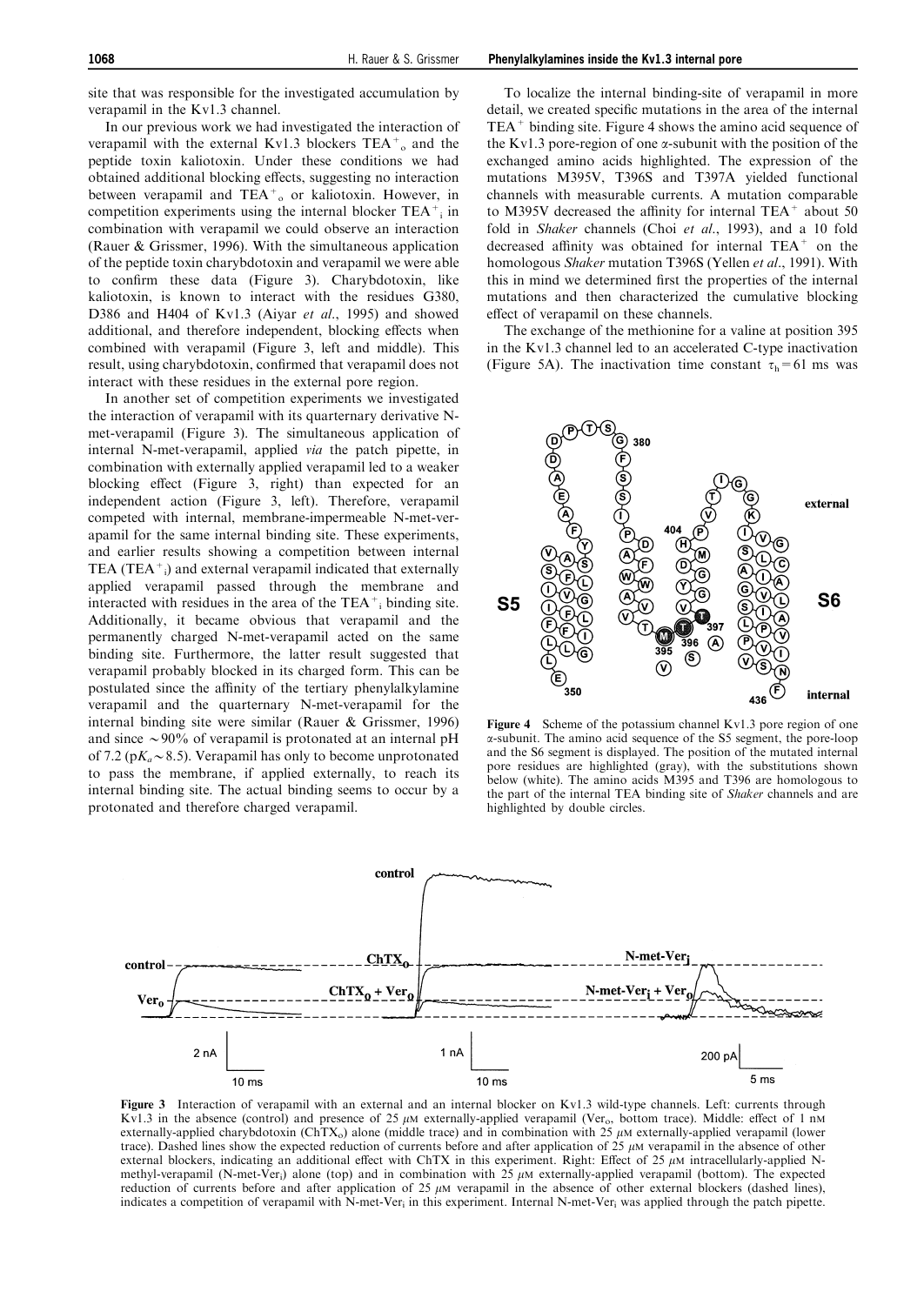site that was responsible for the investigated accumulation by verapamil in the Kv1.3 channel.

In our previous work we had investigated the interaction of verapamil with the external Kv1.3 blockers $TEA^+_o$ and the peptide toxin kaliotoxin. Under these conditions we had obtained additional blocking effects, suggesting no interaction between verapamil and $TEA^+_o$ or kaliotoxin. However, in competition experiments using the internal blocker $TEA^+_i$ in combination with verapamil we could observe an interaction (Rauer & Grissmer, 1996). With the simultaneous application of the peptide toxin charybdotoxin and verapamil we were able to confirm these data (Figure 3). Charybdotoxin, like kaliotoxin, is known to interact with the residues G380, D386 and H404 of Kv1.3 (Aiyar *et al.*, 1995) and showed additional, and therefore independent, blocking effects when combined with verapamil (Figure 3, left and middle). This result, using charybdotoxin, confirmed that verapamil does not interact with these residues in the external pore region.

In another set of competition experiments we investigated the interaction of verapamil with its quarternary derivative N-met-verapamil (Figure 3). The simultaneous application of internal N-met-verapamil, applied *via* the patch pipette, in combination with externally applied verapamil led to a weaker blocking effect (Figure 3, right) than expected for an independent action (Figure 3, left). Therefore, verapamil competed with internal, membrane-impermeable N-met-verapamil for the same internal binding site. These experiments, and earlier results showing a competition between internal TEA ($TEA^+_i$) and external verapamil indicated that externally applied verapamil passed through the membrane and interacted with residues in the area of the $TEA^+_i$ binding site. Additionally, it became obvious that verapamil and the permanently charged N-met-verapamil acted on the same binding site. Furthermore, the latter result suggested that verapamil probably blocked in its charged form. This can be postulated since the affinity of the tertiary phenylalkylamine verapamil and the quarternary N-met-verapamil for the internal binding site were similar (Rauer & Grissmer, 1996) and since ~90% of verapamil is protonated at an internal pH of 7.2 ($pK_a$ ~ 8.5). Verapamil has only to become unprotonated to pass the membrane, if applied externally, to reach its internal binding site. The actual binding seems to occur by a protonated and therefore charged verapamil.

To localize the internal binding-site of verapamil in more detail, we created specific mutations in the area of the internal $TEA^+$ binding site. Figure 4 shows the amino acid sequence of the Kv1.3 pore-region of one α-subunit with the position of the exchanged amino acids highlighted. The expression of the mutations M395V, T396S and T397A yielded functional channels with measurable currents. A mutation comparable to M395V decreased the affinity for internal $TEA^+$ about 50 fold in *Shaker* channels (Choi *et al.*, 1993), and a 10 fold decreased affinity was obtained for internal $TEA^+$ on the homologous *Shaker* mutation T396S (Yellen *et al.*, 1991). With this in mind we determined first the properties of the internal mutations and then characterized the cumulative blocking effect of verapamil on these channels.

The exchange of the methionine for a valine at position 395 in the Kv1.3 channel led to an accelerated C-type inactivation (Figure 5A). The inactivation time constant $\tau_h$ = 61 ms was

**Figure 4** Scheme of the potassium channel Kv1.3 pore region of one α-subunit. The amino acid sequence of the S5 segment, the pore-loop and the S6 segment is displayed. The position of the mutated internal pore residues are highlighted (gray), with the substitutions shown below (white). The amino acids M395 and T396 are homologous to the part of the internal TEA binding site of *Shaker* channels and are highlighted by double circles.

**Figure 3** Interaction of verapamil with an external and an internal blocker on Kv1.3 wild-type channels. Left: currents through Kv1.3 in the absence (control) and presence of 25 μM externally-applied verapamil ($Ver_o$, bottom trace). Middle: effect of 1 nM externally-applied charybdotoxin ($ChTX_o$) alone (middle trace) and in combination with 25 μM externally-applied verapamil (lower trace). Dashed lines show the expected reduction of currents before and after application of 25 μM verapamil in the absence of other external blockers, indicating an additional effect with ChTX in this experiment. Right: Effect of 25 μM intracellularly-applied N-methyl-verapamil (N-met-$Ver_i$) alone (top) and in combination with 25 μM externally-applied verapamil (bottom). The expected reduction of currents before and after application of 25 μM verapamil in the absence of other external blockers (dashed lines), indicates a competition of verapamil with N-met-$Ver_i$ in this experiment. Internal N-met-$Ver_i$ was applied through the patch pipette.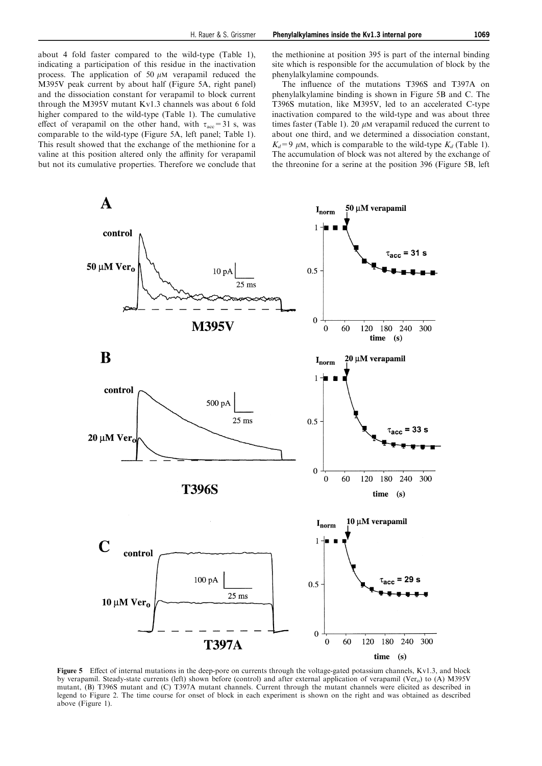about 4 fold faster compared to the wild-type (Table 1), indicating a participation of this residue in the inactivation process. The application of 50 $\mu$M verapamil reduced the M395V peak current by about half (Figure 5A, right panel) and the dissociation constant for verapamil to block current through the M395V mutant Kv1.3 channels was about 6 fold higher compared to the wild-type (Table 1). The cumulative effect of verapamil on the other hand, with $\tau_{acc} = 31$ s, was comparable to the wild-type (Figure 5A, left panel; Table 1). This result showed that the exchange of the methionine for a valine at this position altered only the affinity for verapamil but not its cumulative properties. Therefore we conclude that the methionine at position 395 is part of the internal binding site which is responsible for the accumulation of block by the phenylalkylamine compounds.

The influence of the mutations T396S and T397A on phenylalkylamine binding is shown in Figure 5B and C. The T396S mutation, like M395V, led to an accelerated C-type inactivation compared to the wild-type and was about three times faster (Table 1). 20 $\mu$M verapamil reduced the current to about one third, and we determined a dissociation constant, $K_d = 9$ $\mu$M, which is comparable to the wild-type $K_d$ (Table 1). The accumulation of block was not altered by the exchange of the threonine for a serine at the position 396 (Figure 5B, left

**Figure 5** Effect of internal mutations in the deep-pore on currents through the voltage-gated potassium channels, Kv1.3, and block by verapamil. Steady-state currents (left) shown before (control) and after external application of verapamil ($Ver_o$) to (A) M395V mutant, (B) T396S mutant and (C) T397A mutant channels. Current through the mutant channels were elicited as described in legend to Figure 2. The time course for onset of block in each experiment is shown on the right and was obtained as described above (Figure 1).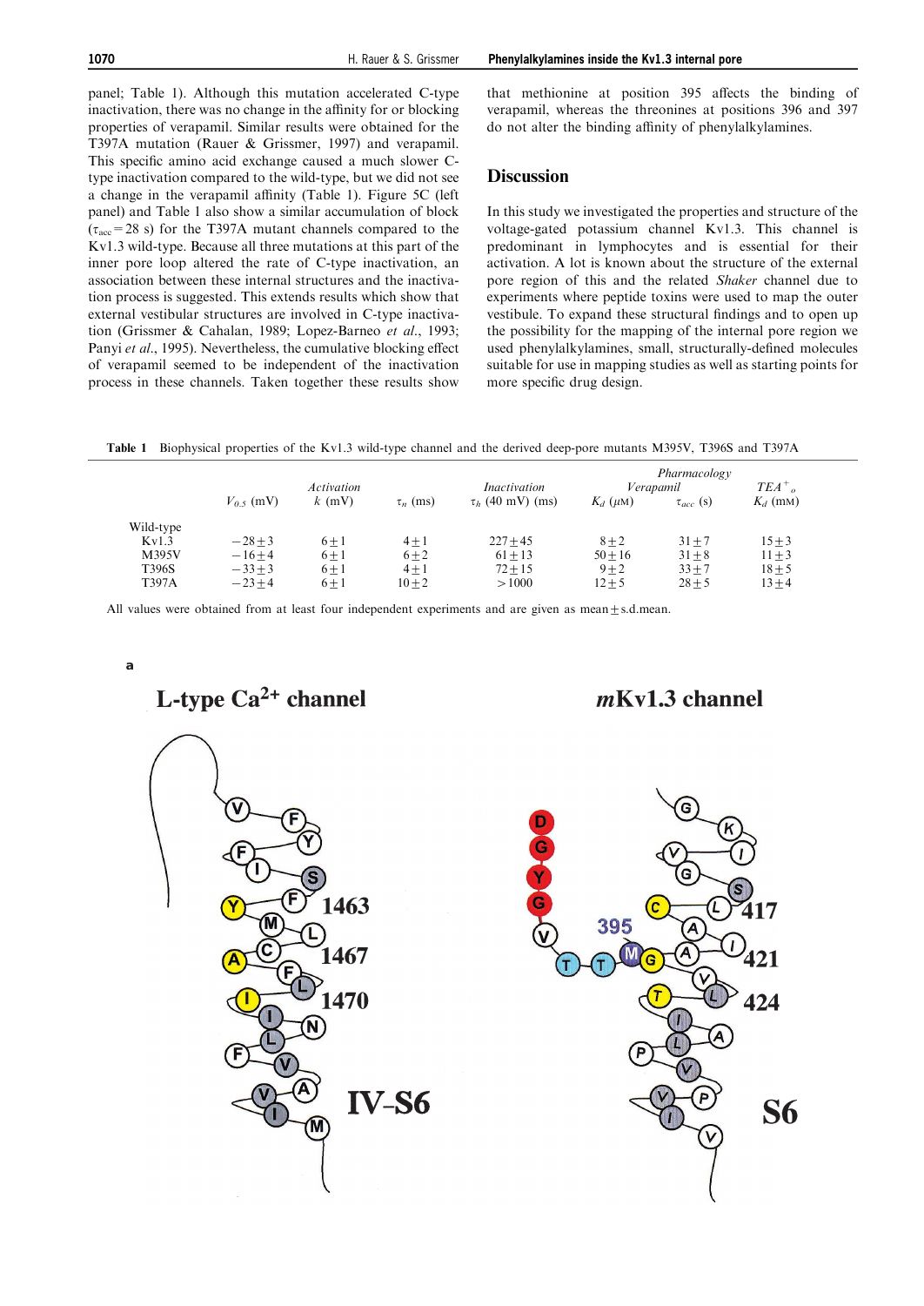panel; Table 1). Although this mutation accelerated C-type inactivation, there was no change in the affinity for or blocking properties of verapamil. Similar results were obtained for the T397A mutation (Rauer & Grissmer, 1997) and verapamil. This specific amino acid exchange caused a much slower C-type inactivation compared to the wild-type, but we did not see a change in the verapamil affinity (Table 1). Figure 5C (left panel) and Table 1 also show a similar accumulation of block ($\tau_{acc}$ = 28 s) for the T397A mutant channels compared to the Kv1.3 wild-type. Because all three mutations at this part of the inner pore loop altered the rate of C-type inactivation, an association between these internal structures and the inactivation process is suggested. This extends results which show that external vestibular structures are involved in C-type inactivation (Grissmer & Cahalan, 1989; Lopez-Barneo *et al*., 1993; Panyi *et al*., 1995). Nevertheless, the cumulative blocking effect of verapamil seemed to be independent of the inactivation process in these channels. Taken together these results show that methionine at position 395 affects the binding of verapamil, whereas the threonines at positions 396 and 397 do not alter the binding affinity of phenylalkylamines.

## Discussion

In this study we investigated the properties and structure of the voltage-gated potassium channel Kv1.3. This channel is predominant in lymphocytes and is essential for their activation. A lot is known about the structure of the external pore region of this and the related *Shaker* channel due to experiments where peptide toxins were used to map the outer vestibule. To expand these structural findings and to open up the possibility for the mapping of the internal pore region we used phenylalkylamines, small, structurally-defined molecules suitable for use in mapping studies as well as starting points for more specific drug design.

**Table 1** Biophysical properties of the Kv1.3 wild-type channel and the derived deep-pore mutants M395V, T396S and T397A

| | | *Activation* | | *Inactivation* | *Pharmacology* | | |
|---|---|---|---|---|---|---|---|
| | | | | | *Verapamil* | | $TEA^+_o$ |
| | $V_{0.5}$ (mV) | $k$ (mV) | $\tau_n$ (ms) | $\tau_h$ (40 mV) (ms) | $K_d$ ($\mu$M) | $\tau_{acc}$ (s) | $K_d$ (mM) |
| Wild-type Kv1.3 | −28±3 | 6±1 | 4±1 | 227±45 | 8±2 | 31±7 | 15±3 |
| M395V | −16±4 | 6±1 | 6±2 | 61±13 | 50±16 | 31±8 | 11±3 |
| T396S | −33±3 | 6±1 | 4±1 | 72±15 | 9±2 | 33±7 | 18±5 |
| T397A | −23±4 | 6±1 | 10±2 | >1000 | 12±5 | 28±5 | 13±4 |

All values were obtained from at least four independent experiments and are given as mean±s.d.mean.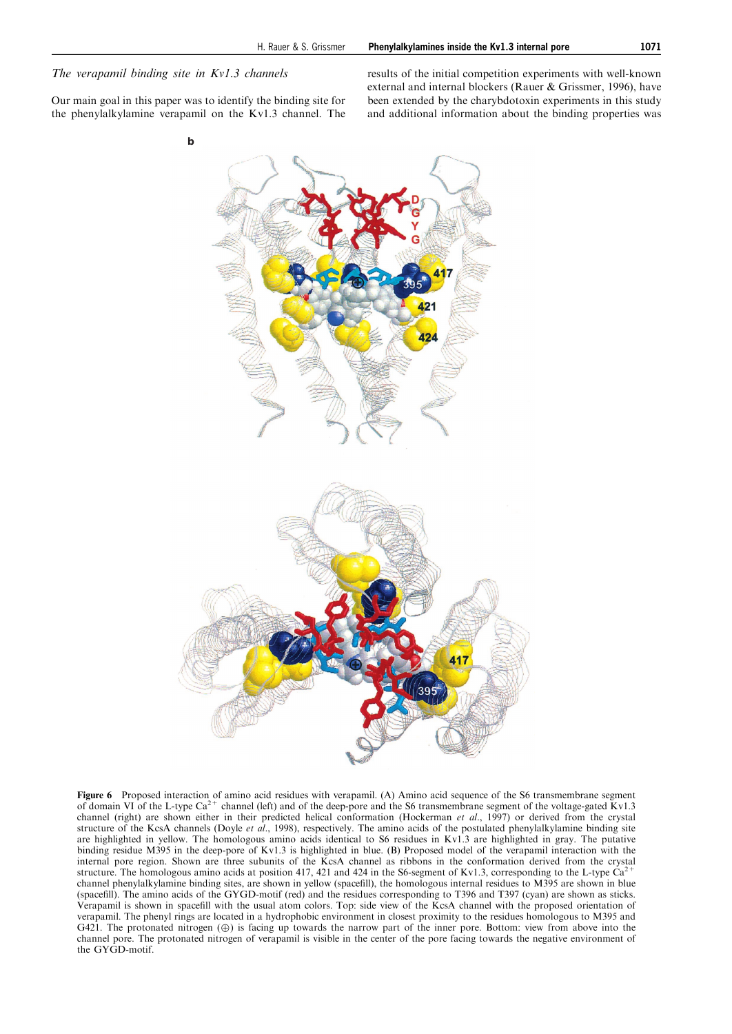### *The verapamil binding site in Kv1.3 channels*

Our main goal in this paper was to identify the binding site for the phenylalkylamine verapamil on the Kv1.3 channel. The results of the initial competition experiments with well-known external and internal blockers (Rauer & Grissmer, 1996), have been extended by the charybdotoxin experiments in this study and additional information about the binding properties was

**Figure 6** Proposed interaction of amino acid residues with verapamil. (A) Amino acid sequence of the S6 transmembrane segment of domain VI of the L-type $Ca^{2+}$ channel (left) and of the deep-pore and the S6 transmembrane segment of the voltage-gated Kv1.3 channel (right) are shown either in their predicted helical conformation (Hockerman *et al*., 1997) or derived from the crystal structure of the KcsA channels (Doyle *et al*., 1998), respectively. The amino acids of the postulated phenylalkylamine binding site are highlighted in yellow. The homologous amino acids identical to S6 residues in Kv1.3 are highlighted in gray. The putative binding residue M395 in the deep-pore of Kv1.3 is highlighted in blue. (B) Proposed model of the verapamil interaction with the internal pore region. Shown are three subunits of the KcsA channel as ribbons in the conformation derived from the crystal structure. The homologous amino acids at position 417, 421 and 424 in the S6-segment of Kv1.3, corresponding to the L-type $Ca^{2+}$ channel phenylalkylamine binding sites, are shown in yellow (spacefill), the homologous internal residues to M395 are shown in blue (spacefill). The amino acids of the GYGD-motif (red) and the residues corresponding to T396 and T397 (cyan) are shown as sticks. Verapamil is shown in spacefill with the usual atom colors. Top: side view of the KcsA channel with the proposed orientation of verapamil. The phenyl rings are located in a hydrophobic environment in closest proximity to the residues homologous to M395 and G421. The protonated nitrogen (⊕) is facing up towards the narrow part of the inner pore. Bottom: view from above into the channel pore. The protonated nitrogen of verapamil is visible in the center of the pore facing towards the negative environment of the GYGD-motif.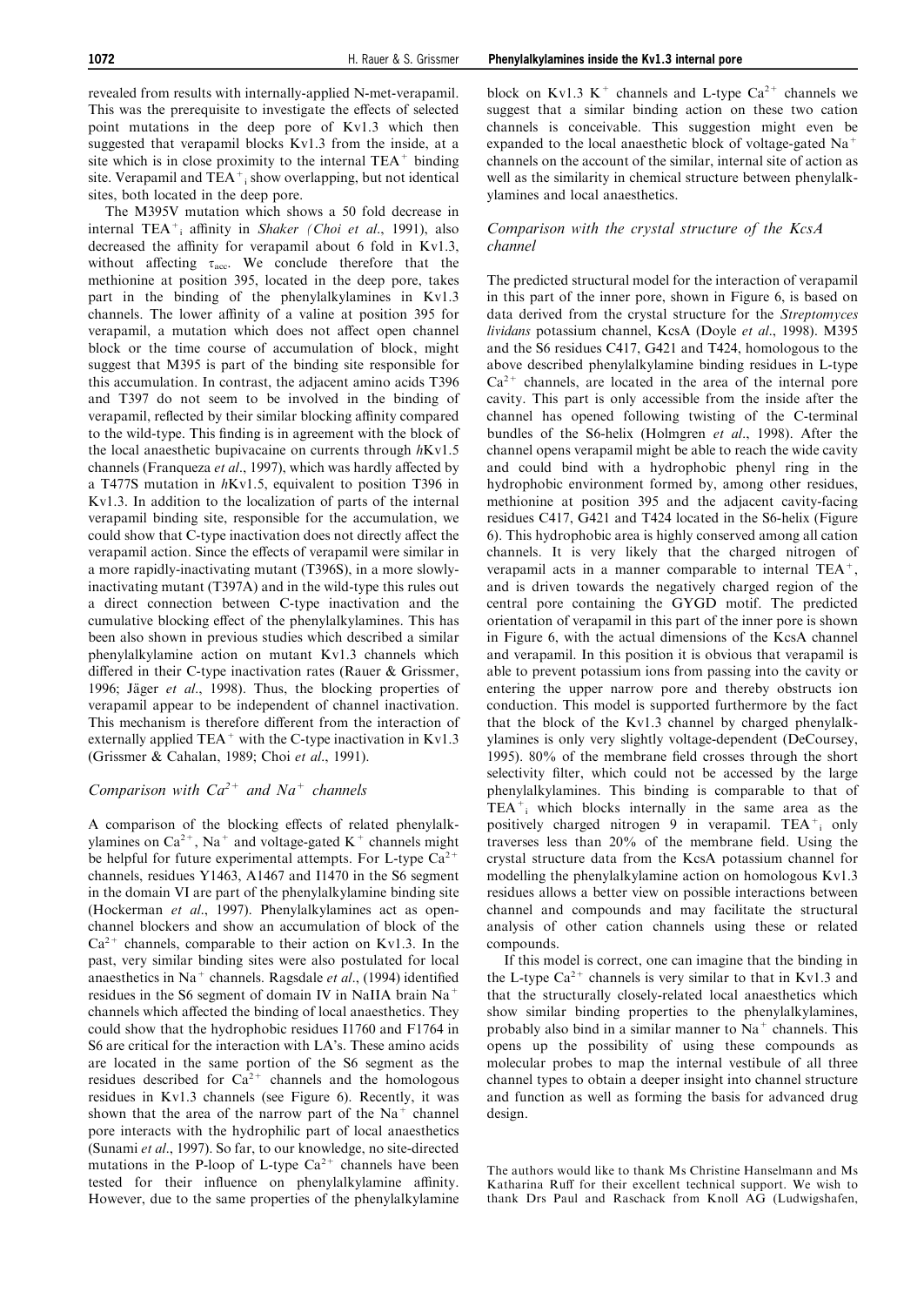revealed from results with internally-applied N-met-verapamil. This was the prerequisite to investigate the effects of selected point mutations in the deep pore of Kv1.3 which then suggested that verapamil blocks Kv1.3 from the inside, at a site which is in close proximity to the internal $TEA^+$ binding site. Verapamil and $TEA^+_i$ show overlapping, but not identical sites, both located in the deep pore.

The M395V mutation which shows a 50 fold decrease in internal $TEA^+_i$ affinity in *Shaker* (Choi *et al*., 1991), also decreased the affinity for verapamil about 6 fold in Kv1.3, without affecting $\tau_{acc}$. We conclude therefore that the methionine at position 395, located in the deep pore, takes part in the binding of the phenylalkylamines in Kv1.3 channels. The lower affinity of a valine at position 395 for verapamil, a mutation which does not affect open channel block or the time course of accumulation of block, might suggest that M395 is part of the binding site responsible for this accumulation. In contrast, the adjacent amino acids T396 and T397 do not seem to be involved in the binding of verapamil, reflected by their similar blocking affinity compared to the wild-type. This finding is in agreement with the block of the local anaesthetic bupivacaine on currents through *h*Kv1.5 channels (Franqueza *et al*., 1997), which was hardly affected by a T477S mutation in *h*Kv1.5, equivalent to position T396 in Kv1.3. In addition to the localization of parts of the internal verapamil binding site, responsible for the accumulation, we could show that C-type inactivation does not directly affect the verapamil action. Since the effects of verapamil were similar in a more rapidly-inactivating mutant (T396S), in a more slowly-inactivating mutant (T397A) and in the wild-type this rules out a direct connection between C-type inactivation and the cumulative blocking effect of the phenylalkylamines. This has been also shown in previous studies which described a similar phenylalkylamine action on mutant Kv1.3 channels which differed in their C-type inactivation rates (Rauer & Grissmer, 1996; Jäger *et al*., 1998). Thus, the blocking properties of verapamil appear to be independent of channel inactivation. This mechanism is therefore different from the interaction of externally applied $TEA^+$ with the C-type inactivation in Kv1.3 (Grissmer & Cahalan, 1989; Choi *et al*., 1991).

## *Comparison with $Ca^{2+}$ and $Na^+$ channels*

A comparison of the blocking effects of related phenylalkylamines on $Ca^{2+}$, $Na^+$ and voltage-gated $K^+$ channels might be helpful for future experimental attempts. For L-type $Ca^{2+}$ channels, residues Y1463, A1467 and I1470 in the S6 segment in the domain VI are part of the phenylalkylamine binding site (Hockerman *et al*., 1997). Phenylalkylamines act as open-channel blockers and show an accumulation of block of the $Ca^{2+}$ channels, comparable to their action on Kv1.3. In the past, very similar binding sites were also postulated for local anaesthetics in $Na^+$ channels. Ragsdale *et al*., (1994) identified residues in the S6 segment of domain IV in NaIIA brain $Na^+$ channels which affected the binding of local anaesthetics. They could show that the hydrophobic residues I1760 and F1764 in S6 are critical for the interaction with LA's. These amino acids are located in the same portion of the S6 segment as the residues described for $Ca^{2+}$ channels and the homologous residues in Kv1.3 channels (see Figure 6). Recently, it was shown that the area of the narrow part of the $Na^+$ channel pore interacts with the hydrophilic part of local anaesthetics (Sunami *et al*., 1997). So far, to our knowledge, no site-directed mutations in the P-loop of L-type $Ca^{2+}$ channels have been tested for their influence on phenylalkylamine affinity. However, due to the same properties of the phenylalkylamine block on Kv1.3 $K^+$ channels and L-type $Ca^{2+}$ channels we suggest that a similar binding action on these two cation channels is conceivable. This suggestion might even be expanded to the local anaesthetic block of voltage-gated $Na^+$ channels on the account of the similar, internal site of action as well as the similarity in chemical structure between phenylalkylamines and local anaesthetics.

## *Comparison with the crystal structure of the KcsA channel*

The predicted structural model for the interaction of verapamil in this part of the inner pore, shown in Figure 6, is based on data derived from the crystal structure for the *Streptomyces lividans* potassium channel, KcsA (Doyle *et al*., 1998). M395 and the S6 residues C417, G421 and T424, homologous to the above described phenylalkylamine binding residues in L-type $Ca^{2+}$ channels, are located in the area of the internal pore cavity. This part is only accessible from the inside after the channel has opened following twisting of the C-terminal bundles of the S6-helix (Holmgren *et al*., 1998). After the channel opens verapamil might be able to reach the wide cavity and could bind with a hydrophobic phenyl ring in the hydrophobic environment formed by, among other residues, methionine at position 395 and the adjacent cavity-facing residues C417, G421 and T424 located in the S6-helix (Figure 6). This hydrophobic area is highly conserved among all cation channels. It is very likely that the charged nitrogen of verapamil acts in a manner comparable to internal $TEA^+$, and is driven towards the negatively charged region of the central pore containing the GYGD motif. The predicted orientation of verapamil in this part of the inner pore is shown in Figure 6, with the actual dimensions of the KcsA channel and verapamil. In this position it is obvious that verapamil is able to prevent potassium ions from passing into the cavity or entering the upper narrow pore and thereby obstructs ion conduction. This model is supported furthermore by the fact that the block of the Kv1.3 channel by charged phenylalkylamines is only very slightly voltage-dependent (DeCoursey, 1995). 80% of the membrane field crosses through the short selectivity filter, which could not be accessed by the large phenylalkylamines. This binding is comparable to that of $TEA^+_i$ which blocks internally in the same area as the positively charged nitrogen 9 in verapamil. $TEA^+_i$ only traverses less than 20% of the membrane field. Using the crystal structure data from the KcsA potassium channel for modelling the phenylalkylamine action on homologous Kv1.3 residues allows a better view on possible interactions between channel and compounds and may facilitate the structural analysis of other cation channels using these or related compounds.

If this model is correct, one can imagine that the binding in the L-type $Ca^{2+}$ channels is very similar to that in Kv1.3 and that the structurally closely-related local anaesthetics which show similar binding properties to the phenylalkylamines, probably also bind in a similar manner to $Na^+$ channels. This opens up the possibility of using these compounds as molecular probes to map the internal vestibule of all three channel types to obtain a deeper insight into channel structure and function as well as forming the basis for advanced drug design.

The authors would like to thank Ms Christine Hanselmann and Ms Katharina Ruff for their excellent technical support. We wish to thank Drs Paul and Raschack from Knoll AG (Ludwigshafen,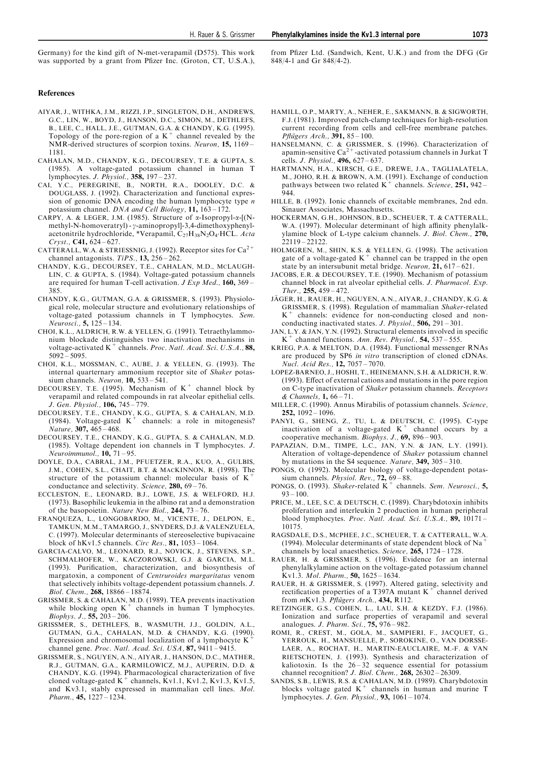Germany) for the kind gift of N-met-verapamil (D575). This work was supported by a grant from Pfizer Inc. (Groton, CT, U.S.A.), from Pfizer Ltd. (Sandwich, Kent, U.K.) and from the DFG (Gr 848/4-1 and Gr 848/4-2).

## References

AIYAR, J., WITHKA, J.M., RIZZI, J.P., SINGLETON, D.H., ANDREWS, G.C., LIN, W., BOYD, J., HANSON, D.C., SIMON, M., DETHLEFS, B., LEE, C., HALL, J.E., GUTMAN, G.A. & CHANDY, K.G. (1995). Topology of the pore-region of a $K^+$ channel revealed by the NMR-derived structures of scorpion toxins. *Neuron,* **15,** 1169–1181.

CAHALAN, M.D., CHANDY, K.G., DECOURSEY, T.E. & GUPTA, S. (1985). A voltage-gated potassium channel in human T lymphocytes. *J. Physiol.,* **358,** 197–237.

CAI, Y.C., PEREGRINE, B., NORTH, R.A., DOOLEY, D.C. & DOUGLASS, J. (1992). Characterization and functional expression of genomic DNA encoding the human lymphocyte type *n* potassium channel. *DNA and Cell Biology,* **11,** 163–172.

CARPY, A. & LEGER, J.M. (1985). Structure of α-Isopropyl-α-[(N-methyl-N-homoveratryl)-γ-aminopropyl]-3,4-dimethoxyphenyl-acetonitrile hydrochloride, *Verapamil, $C_{27}H_{38}N_2O_4$·HCL. *Acta Cryst.,* **C41,** 624–627.

CATTERALL, W.A. & STRIESSNIG, J. (1992). Receptor sites for $Ca^{2+}$ channel antagonists. *TiPS.,* **13,** 256–262.

CHANDY, K.G., DECOURSEY, T.E., CAHALAN, M.D., MCLAUGHLIN, C. & GUPTA, S. (1984). Voltage-gated potassium channels are required for human T-cell activation. *J Exp Med.,* **160,** 369–385.

CHANDY, K.G., GUTMAN, G.A. & GRISSMER, S. (1993). Physiological role, molecular structure and evolutionary relationships of voltage-gated potassium channels in T lymphocytes. *Sem. Neurosci.,* **5,** 125–134.

CHOI, K.L., ALDRICH, R.W. & YELLEN, G. (1991). Tetraethylammonium blockade distinguishes two inactivation mechanisms in voltage-activated $K^+$ channels. *Proc. Natl. Acad. Sci. U.S.A.,* **88,** 5092–5095.

CHOI, K.L., MOSSMAN, C., AUBE, J. & YELLEN, G. (1993). The internal quarternary ammonium receptor site of *Shaker* potassium channels. *Neuron,* **10,** 533–541.

DECOURSEY, T.E. (1995). Mechanism of $K^+$ channel block by verapamil and related compounds in rat alveolar epithelial cells. *J. Gen. Physiol.,* **106,** 745–779.

DECOURSEY, T.E., CHANDY, K.G., GUPTA, S. & CAHALAN, M.D. (1984). Voltage-gated $K^+$ channels: a role in mitogenesis? *Nature,* **307,** 465–468.

DECOURSEY, T.E., CHANDY, K.G., GUPTA, S. & CAHALAN, M.D. (1985). Voltage dependent ion channels in T lymphocytes. *J. Neuroimmunol.,* **10,** 71–95.

DOYLE, D.A., CABRAL, J.M., PFUETZER, R.A., KUO, A., GULBIS, J.M., COHEN, S.L., CHAIT, B.T. & MACKINNON, R. (1998). The structure of the potassium channel: molecular basis of $K^+$ conductance and selectivity. *Science,* **280,** 69–76.

ECCLESTON, E., LEONARD, B.J., LOWE, J.S. & WELFORD, H.J. (1973). Basophilic leukemia in the albino rat and a demonstration of the basopoietin. *Nature New Biol.,* **244,** 73–76.

FRANQUEZA, L., LONGOBARDO, M., VICENTE, J., DELPON, E., TAMKUN, M.M., TAMARGO, J., SNYDERS, D.J. & VALENZUELA, C. (1997). Molecular determinants of stereoselective bupivacaine block of hKv1.5 channels. *Circ Res.,* **81,** 1053–1064.

GARCIA-CALVO, M., LEONARD, R.J., NOVICK, J., STEVENS, S.P., SCHMALHOFER, W., KACZOROWSKI, G.J. & GARCIA, M.L. (1993). Purification, characterization, and biosynthesis of margatoxin, a component of *Centruroides margaritatus* venom that selectively inhibits voltage-dependent potassium channels. *J. Biol. Chem.,* **268,** 18866–18874.

GRISSMER, S. & CAHALAN, M.D. (1989). TEA prevents inactivation while blocking open $K^+$ channels in human T lymphocytes. *Biophys. J.,* **55,** 203–206.

GRISSMER, S., DETHLEFS, B., WASMUTH, J.J., GOLDIN, A.L., GUTMAN, G.A., CAHALAN, M.D. & CHANDY, K.G. (1990). Expression and chromosomal localization of a lymphocyte $K^+$ channel gene. *Proc. Natl. Acad. Sci. USA,* **87,** 9411–9415.

GRISSMER, S., NGUYEN, A.N., AIYAR, J., HANSON, D.C., MATHER, R.J., GUTMAN, G.A., KARMILOWICZ, M.J., AUPERIN, D.D. & CHANDY, K.G. (1994). Pharmacological characterization of five cloned voltage-gated $K^+$ channels, Kv1.1, Kv1.2, Kv1.3, Kv1.5, and Kv3.1, stably expressed in mammalian cell lines. *Mol. Pharm.,* **45,** 1227–1234.

HAMILL, O.P., MARTY, A., NEHER, E., SAKMANN, B. & SIGWORTH, F.J. (1981). Improved patch-clamp techniques for high-resolution current recording from cells and cell-free membrane patches. *Pflügers Arch.,* **391,** 85–100.

HANSELMANN, C. & GRISSMER, S. (1996). Characterization of apamin-sensitive $Ca^{2+}$-activated potassium channels in Jurkat T cells. *J. Physiol.,* **496,** 627–637.

HARTMANN, H.A., KIRSCH, G.E., DREWE, J.A., TAGLIALATELA, M., JOHO, R.H. & BROWN, A.M. (1991). Exchange of conduction pathways between two related $K^+$ channels. *Science,* **251,** 942–944.

HILLE, B. (1992). Ionic channels of excitable membranes, 2nd edn. Sinauer Associates, Massachusetts.

HOCKERMAN, G.H., JOHNSON, B.D., SCHEUER, T. & CATTERALL, W.A. (1997). Molecular determinant of high affinity phenylalkylamine block of L-type calcium channels. *J. Biol. Chem.,* **270,** 22119–22122.

HOLMGREN, M., SHIN, K.S. & YELLEN, G. (1998). The activation gate of a voltage-gated $K^+$ channel can be trapped in the open state by an intersubunit metal bridge. *Neuron,* **21,** 617–621.

JACOBS, E.R. & DECOURSEY, T.E. (1990). Mechanism of potassium channel block in rat alveolar epithelial cells. *J. Pharmacol. Exp. Ther.,* **255,** 459–472.

JÄGER, H., RAUER, H., NGUYEN, A.N., AIYAR, J., CHANDY, K.G. & GRISSMER, S. (1998). Regulation of mammalian *Shaker*-related $K^+$ channels: evidence for non-conducting closed and non-conducting inactivated states. *J. Physiol.,* **506,** 291–301.

JAN, L.Y. & JAN, Y.N. (1992). Structural elements involved in specific $K^+$ channel functions. *Ann. Rev. Physiol.,* **54,** 537–555.

KRIEG, P.A. & MELTON, D.A. (1984). Functional messenger RNAs are produced by SP6 *in vitro* transcription of cloned cDNAs. *Nucl. Acid Res.,* **12,** 7057–7070.

LOPEZ-BARNEO, J., HOSHI, T., HEINEMANN, S.H. & ALDRICH, R.W. (1993). Effect of external cations and mutations in the pore region on C-type inactivation of *Shaker* potassium channels. *Receptors & Channels,* **1,** 66–71.

MILLER, C. (1990). Annus Mirabilis of potassium channels. *Science,* **252,** 1092–1096.

PANYI, G., SHENG, Z., TU, L. & DEUTSCH, C. (1995). C-type inactivation of a voltage-gated $K^+$ channel occurs by a cooperative mechanism. *Biophys. J.,* **69,** 896–903.

PAPAZIAN, D.M., TIMPE, L.C., JAN, Y.N. & JAN, L.Y. (1991). Alteration of voltage-dependence of *Shaker* potassium channel by mutations in the S4 sequence. *Nature,* **349,** 305–310.

PONGS, O. (1992). Molecular biology of voltage-dependent potassium channels. *Physiol. Rev.,* **72,** 69–88.

PONGS, O. (1993). *Shaker*-related $K^+$ channels. *Sem. Neurosci.,* **5,** 93–100.

PRICE, M., LEE, S.C. & DEUTSCH, C. (1989). Charybdotoxin inhibits proliferation and interleukin 2 production in human peripheral blood lymphocytes. *Proc. Natl. Acad. Sci. U.S.A.,* **89,** 10171–10175.

RAGSDALE, D.S., MCPHEE, J.C., SCHEUER, T. & CATTERALL, W.A. (1994). Molecular determinants of state dependent block of $Na^+$ channels by local anaesthetics. *Science,* **265,** 1724–1728.

RAUER, H. & GRISSMER, S. (1996). Evidence for an internal phenylalkylamine action on the voltage-gated potassium channel Kv1.3. *Mol. Pharm.,* **50,** 1625–1634.

RAUER, H. & GRISSMER, S. (1997). Altered gating, selectivity and rectification properties of a T397A mutant $K^+$ channel derived from *m*Kv1.3. *Pflügers Arch.,* **434,** R112.

RETZINGER, G.S., COHEN, L., LAU, S.H. & KEZDY, F.J. (1986). Ionization and surface properties of verapamil and several analogues. *J. Pharm. Sci.,* **75,** 976–982.

ROMI, R., CREST, M., GOLA, M., SAMPIERI, F., JACQUET, G., YERROUK, H., MANSUELLE, P., SOROKINE, O., VAN DORSSELAER, A., ROCHAT, H., MARTIN-EAUCLAIRE, M.-F. & VAN RIETSCHOTEN, J. (1993). Synthesis and characterization of kaliotoxin. Is the 26–32 sequence essential for potassium channel recognition? *J. Biol. Chem.,* **268,** 26302–26309.

SANDS, S.B., LEWIS, R.S. & CAHALAN, M.D. (1989). Charybdotoxin blocks voltage gated $K^+$ channels in human and murine T lymphocytes. *J. Gen. Physiol.,* **93,** 1061–1074.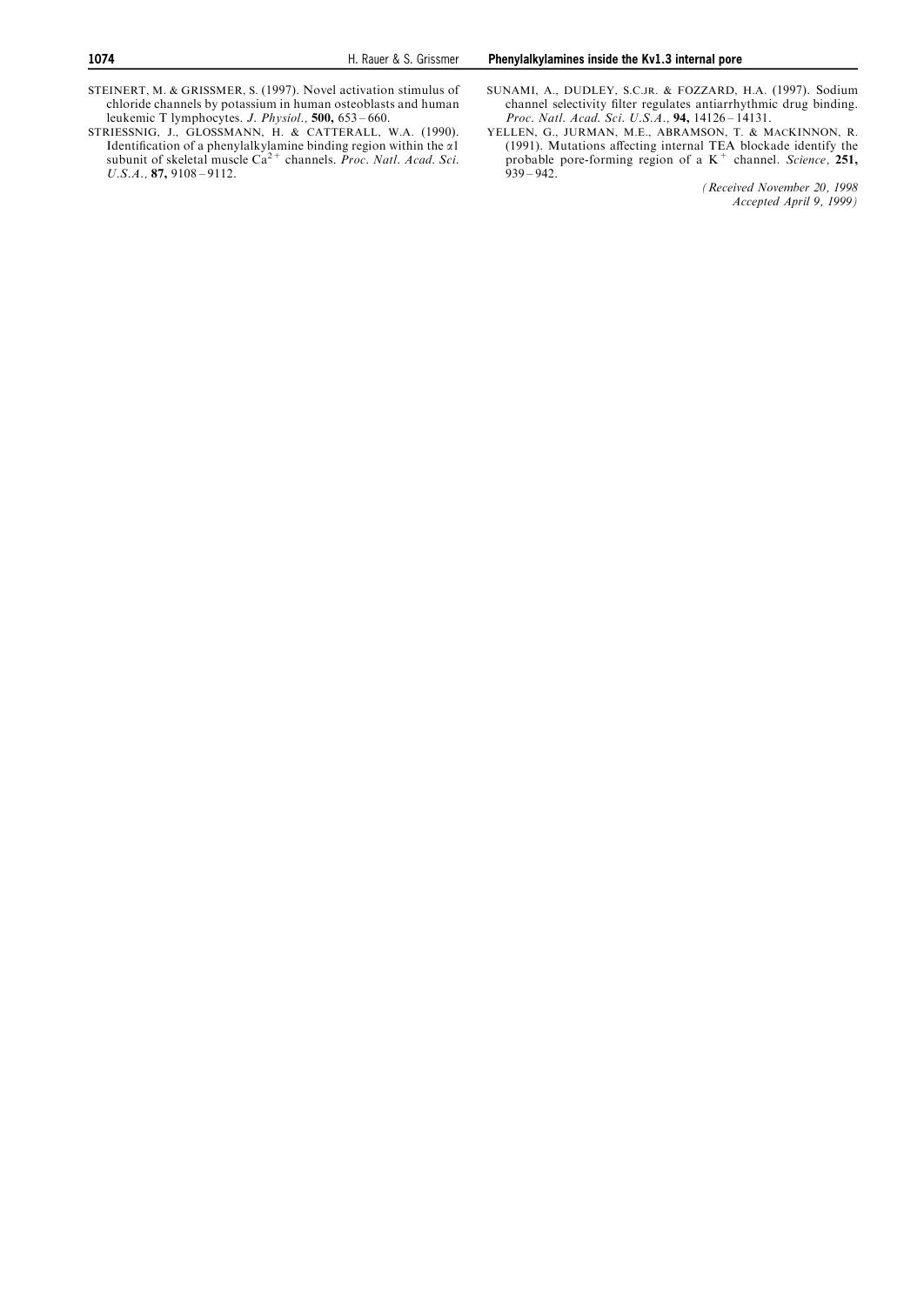STEINERT, M. & GRISSMER, S. (1997). Novel activation stimulus of chloride channels by potassium in human osteoblasts and human leukemic T lymphocytes. *J. Physiol.*, **500,** 653–660.

STRIESSNIG, J., GLOSSMANN, H. & CATTERALL, W.A. (1990). Identification of a phenylalkylamine binding region within the α1 subunit of skeletal muscle $Ca^{2+}$ channels. *Proc. Natl. Acad. Sci. U.S.A.*, **87,** 9108–9112.

SUNAMI, A., DUDLEY, S.C.JR. & FOZZARD, H.A. (1997). Sodium channel selectivity filter regulates antiarrhythmic drug binding. *Proc. Natl. Acad. Sci. U.S.A.*, **94,** 14126–14131.

YELLEN, G., JURMAN, M.E., ABRAMSON, T. & MACKINNON, R. (1991). Mutations affecting internal TEA blockade identify the probable pore-forming region of a $K^+$ channel. *Science*, **251,** 939–942.

*(Received November 20, 1998*
*Accepted April 9, 1999)*